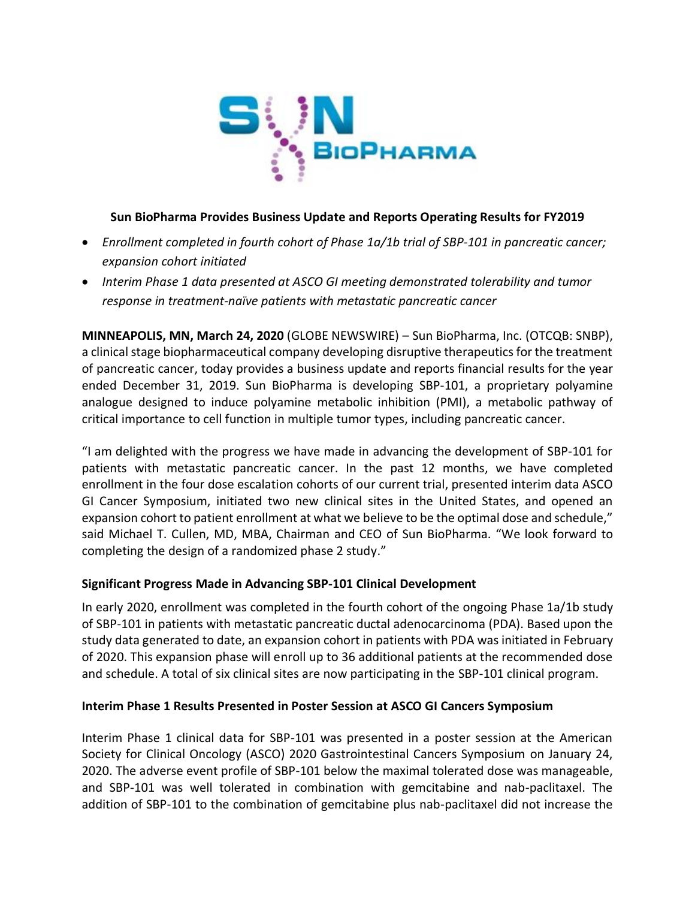**Sun BioPharma Provides Business Update and Reports Operating Results for FY2019**

- *Enrollment completed in fourth cohort of Phase 1a/1b trial of SBP-101 in pancreatic cancer; expansion cohort initiated*
- *Interim Phase 1 data presented at ASCO GI meeting demonstrated tolerability and tumor response in treatment-naïve patients with metastatic pancreatic cancer*

**MINNEAPOLIS, MN, March 24, 2020** (GLOBE NEWSWIRE) – Sun BioPharma, Inc. (OTCQB: SNBP), a clinical stage biopharmaceutical company developing disruptive therapeutics for the treatment of pancreatic cancer, today provides a business update and reports financial results for the year ended December 31, 2019. Sun BioPharma is developing SBP-101, a proprietary polyamine analogue designed to induce polyamine metabolic inhibition (PMI), a metabolic pathway of critical importance to cell function in multiple tumor types, including pancreatic cancer.

"I am delighted with the progress we have made in advancing the development of SBP-101 for patients with metastatic pancreatic cancer. In the past 12 months, we have completed enrollment in the four dose escalation cohorts of our current trial, presented interim data ASCO GI Cancer Symposium, initiated two new clinical sites in the United States, and opened an expansion cohort to patient enrollment at what we believe to be the optimal dose and schedule," said Michael T. Cullen, MD, MBA, Chairman and CEO of Sun BioPharma. "We look forward to completing the design of a randomized phase 2 study."

### Significant Progress Made in Advancing SBP-101 Clinical Development

In early 2020, enrollment was completed in the fourth cohort of the ongoing Phase 1a/1b study of SBP-101 in patients with metastatic pancreatic ductal adenocarcinoma (PDA). Based upon the study data generated to date, an expansion cohort in patients with PDA was initiated in February of 2020. This expansion phase will enroll up to 36 additional patients at the recommended dose and schedule. A total of six clinical sites are now participating in the SBP-101 clinical program.

### Interim Phase 1 Results Presented in Poster Session at ASCO GI Cancers Symposium

Interim Phase 1 clinical data for SBP-101 was presented in a poster session at the American Society for Clinical Oncology (ASCO) 2020 Gastrointestinal Cancers Symposium on January 24, 2020. The adverse event profile of SBP-101 below the maximal tolerated dose was manageable, and SBP-101 was well tolerated in combination with gemcitabine and nab-paclitaxel. The addition of SBP-101 to the combination of gemcitabine plus nab-paclitaxel did not increase the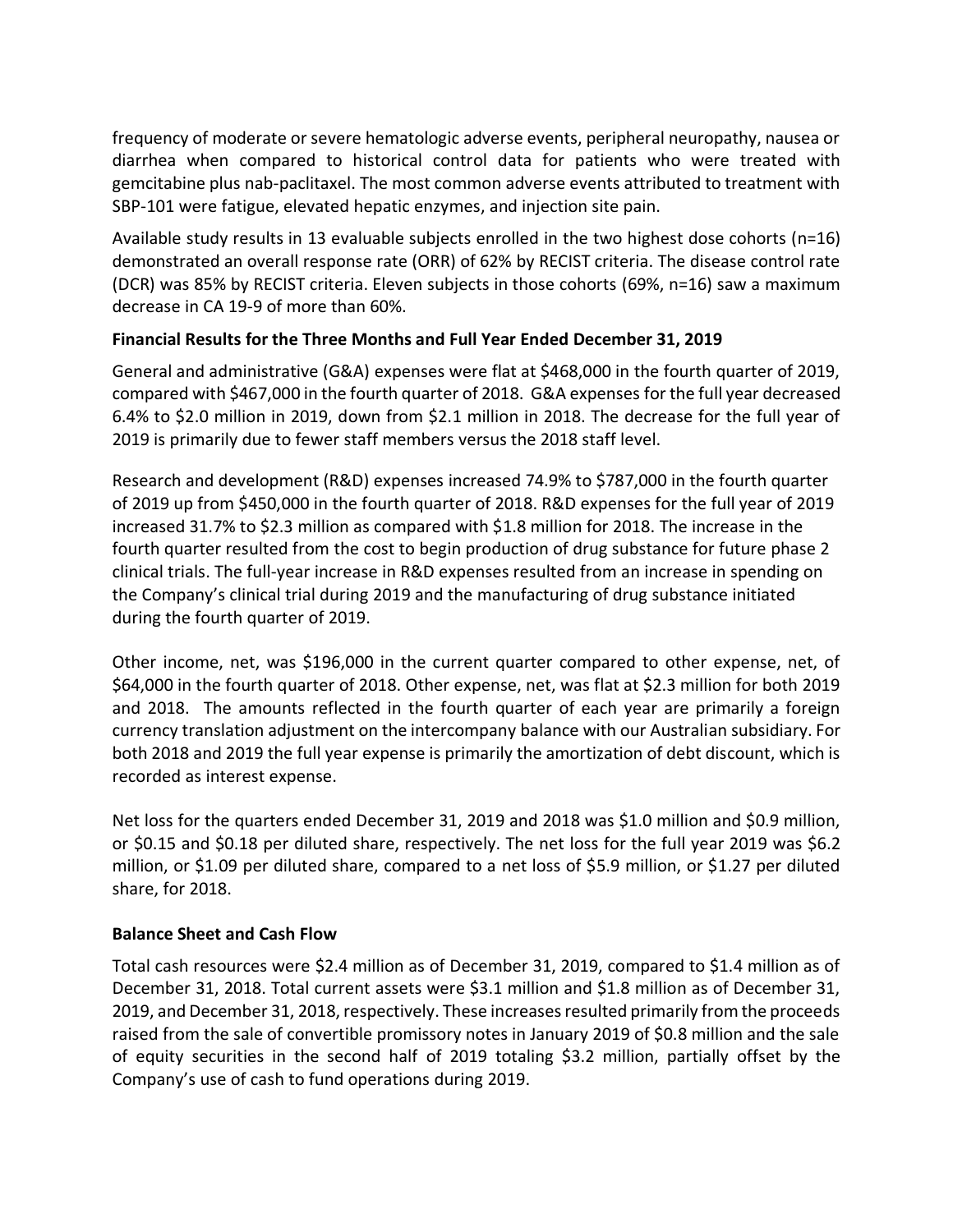frequency of moderate or severe hematologic adverse events, peripheral neuropathy, nausea or diarrhea when compared to historical control data for patients who were treated with gemcitabine plus nab-paclitaxel. The most common adverse events attributed to treatment with SBP-101 were fatigue, elevated hepatic enzymes, and injection site pain.

Available study results in 13 evaluable subjects enrolled in the two highest dose cohorts (n=16) demonstrated an overall response rate (ORR) of 62% by RECIST criteria. The disease control rate (DCR) was 85% by RECIST criteria. Eleven subjects in those cohorts (69%, n=16) saw a maximum decrease in CA 19-9 of more than 60%.

**Financial Results for the Three Months and Full Year Ended December 31, 2019**

General and administrative (G&A) expenses were flat at $468,000 in the fourth quarter of 2019, compared with $467,000 in the fourth quarter of 2018. G&A expenses for the full year decreased 6.4% to $2.0 million in 2019, down from $2.1 million in 2018. The decrease for the full year of 2019 is primarily due to fewer staff members versus the 2018 staff level.

Research and development (R&D) expenses increased 74.9% to $787,000 in the fourth quarter of 2019 up from $450,000 in the fourth quarter of 2018. R&D expenses for the full year of 2019 increased 31.7% to $2.3 million as compared with $1.8 million for 2018. The increase in the fourth quarter resulted from the cost to begin production of drug substance for future phase 2 clinical trials. The full-year increase in R&D expenses resulted from an increase in spending on the Company's clinical trial during 2019 and the manufacturing of drug substance initiated during the fourth quarter of 2019.

Other income, net, was $196,000 in the current quarter compared to other expense, net, of $64,000 in the fourth quarter of 2018. Other expense, net, was flat at $2.3 million for both 2019 and 2018. The amounts reflected in the fourth quarter of each year are primarily a foreign currency translation adjustment on the intercompany balance with our Australian subsidiary. For both 2018 and 2019 the full year expense is primarily the amortization of debt discount, which is recorded as interest expense.

Net loss for the quarters ended December 31, 2019 and 2018 was $1.0 million and $0.9 million, or $0.15 and $0.18 per diluted share, respectively. The net loss for the full year 2019 was $6.2 million, or $1.09 per diluted share, compared to a net loss of $5.9 million, or $1.27 per diluted share, for 2018.

**Balance Sheet and Cash Flow**

Total cash resources were $2.4 million as of December 31, 2019, compared to $1.4 million as of December 31, 2018. Total current assets were $3.1 million and $1.8 million as of December 31, 2019, and December 31, 2018, respectively. These increases resulted primarily from the proceeds raised from the sale of convertible promissory notes in January 2019 of $0.8 million and the sale of equity securities in the second half of 2019 totaling $3.2 million, partially offset by the Company's use of cash to fund operations during 2019.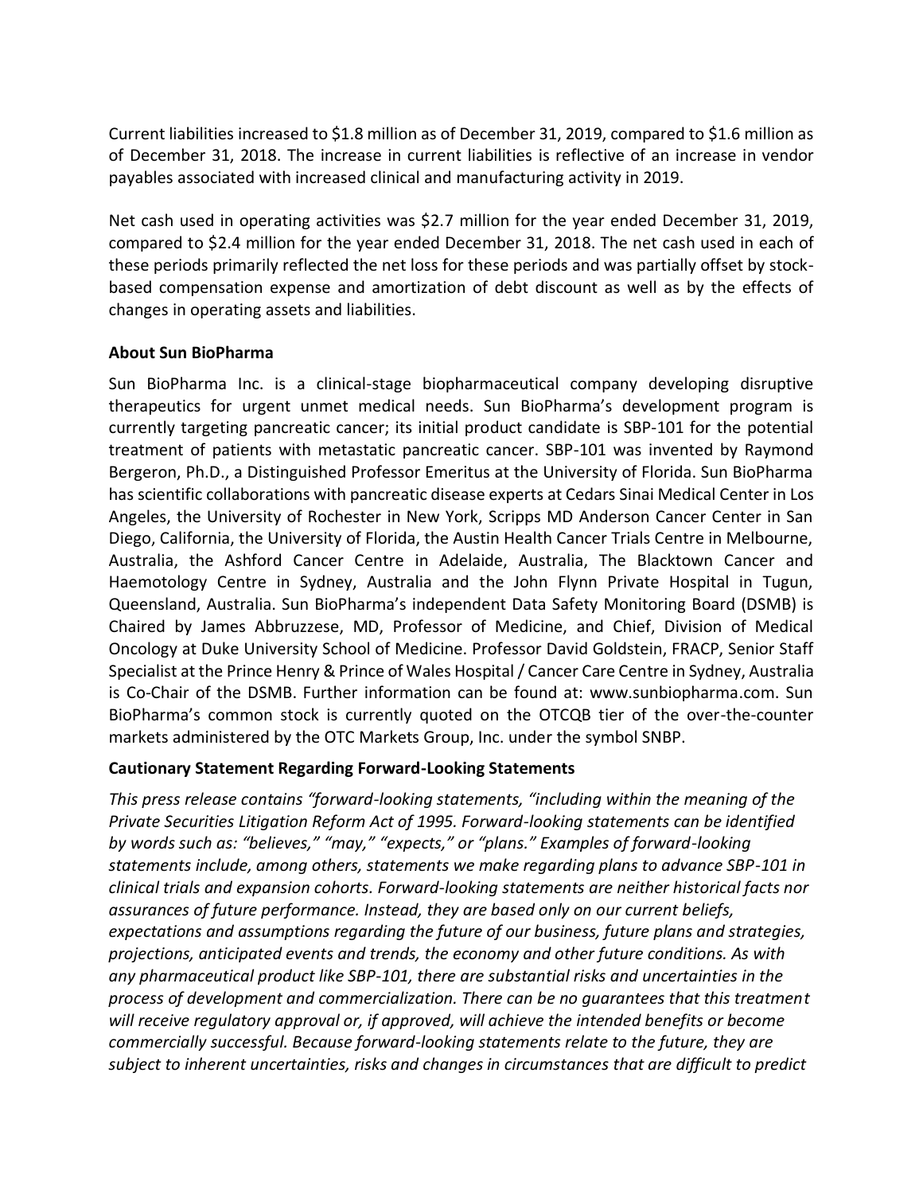Current liabilities increased to $1.8 million as of December 31, 2019, compared to $1.6 million as of December 31, 2018. The increase in current liabilities is reflective of an increase in vendor payables associated with increased clinical and manufacturing activity in 2019.

Net cash used in operating activities was $2.7 million for the year ended December 31, 2019, compared to $2.4 million for the year ended December 31, 2018. The net cash used in each of these periods primarily reflected the net loss for these periods and was partially offset by stock-based compensation expense and amortization of debt discount as well as by the effects of changes in operating assets and liabilities.

**About Sun BioPharma**

Sun BioPharma Inc. is a clinical-stage biopharmaceutical company developing disruptive therapeutics for urgent unmet medical needs. Sun BioPharma's development program is currently targeting pancreatic cancer; its initial product candidate is SBP-101 for the potential treatment of patients with metastatic pancreatic cancer. SBP-101 was invented by Raymond Bergeron, Ph.D., a Distinguished Professor Emeritus at the University of Florida. Sun BioPharma has scientific collaborations with pancreatic disease experts at Cedars Sinai Medical Center in Los Angeles, the University of Rochester in New York, Scripps MD Anderson Cancer Center in San Diego, California, the University of Florida, the Austin Health Cancer Trials Centre in Melbourne, Australia, the Ashford Cancer Centre in Adelaide, Australia, The Blacktown Cancer and Haemotology Centre in Sydney, Australia and the John Flynn Private Hospital in Tugun, Queensland, Australia. Sun BioPharma's independent Data Safety Monitoring Board (DSMB) is Chaired by James Abbruzzese, MD, Professor of Medicine, and Chief, Division of Medical Oncology at Duke University School of Medicine. Professor David Goldstein, FRACP, Senior Staff Specialist at the Prince Henry & Prince of Wales Hospital / Cancer Care Centre in Sydney, Australia is Co-Chair of the DSMB. Further information can be found at: www.sunbiopharma.com. Sun BioPharma's common stock is currently quoted on the OTCQB tier of the over-the-counter markets administered by the OTC Markets Group, Inc. under the symbol SNBP.

**Cautionary Statement Regarding Forward-Looking Statements**

*This press release contains "forward-looking statements, "including within the meaning of the Private Securities Litigation Reform Act of 1995. Forward-looking statements can be identified by words such as: "believes," "may," "expects," or "plans." Examples of forward-looking statements include, among others, statements we make regarding plans to advance SBP-101 in clinical trials and expansion cohorts. Forward-looking statements are neither historical facts nor assurances of future performance. Instead, they are based only on our current beliefs, expectations and assumptions regarding the future of our business, future plans and strategies, projections, anticipated events and trends, the economy and other future conditions. As with any pharmaceutical product like SBP-101, there are substantial risks and uncertainties in the process of development and commercialization. There can be no guarantees that this treatment will receive regulatory approval or, if approved, will achieve the intended benefits or become commercially successful. Because forward-looking statements relate to the future, they are subject to inherent uncertainties, risks and changes in circumstances that are difficult to predict*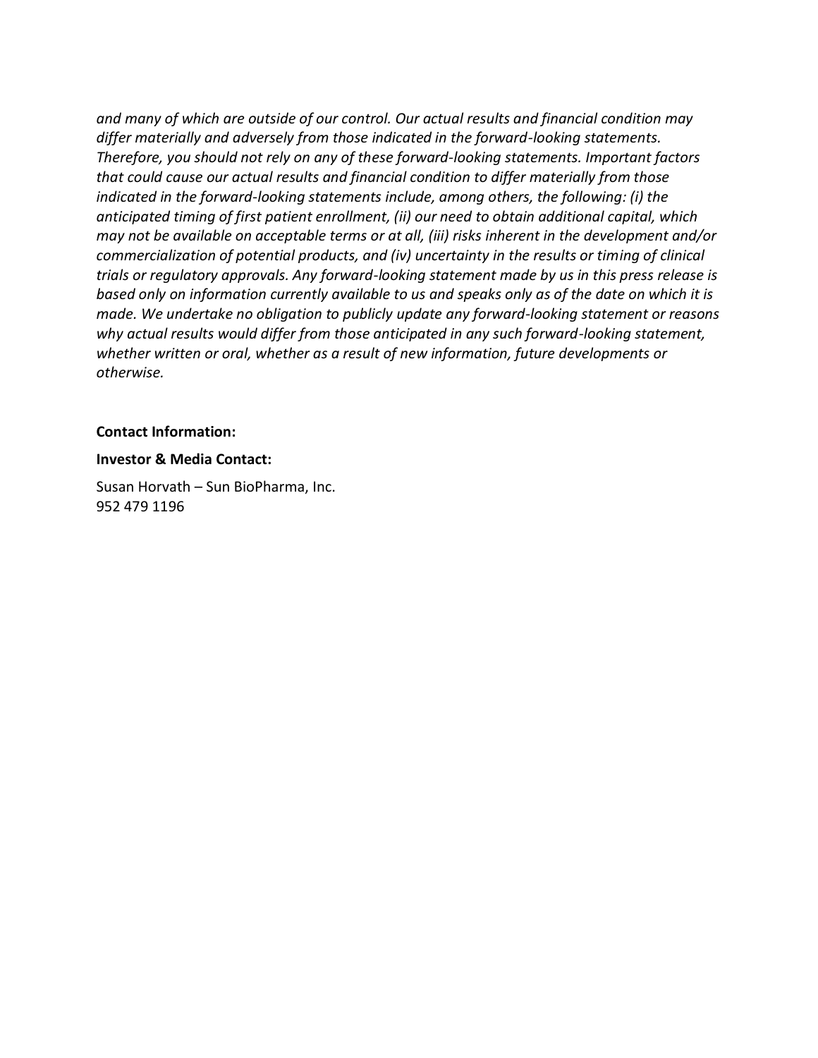*and many of which are outside of our control. Our actual results and financial condition may differ materially and adversely from those indicated in the forward-looking statements. Therefore, you should not rely on any of these forward-looking statements. Important factors that could cause our actual results and financial condition to differ materially from those indicated in the forward-looking statements include, among others, the following: (i) the anticipated timing of first patient enrollment, (ii) our need to obtain additional capital, which may not be available on acceptable terms or at all, (iii) risks inherent in the development and/or commercialization of potential products, and (iv) uncertainty in the results or timing of clinical trials or regulatory approvals. Any forward-looking statement made by us in this press release is based only on information currently available to us and speaks only as of the date on which it is made. We undertake no obligation to publicly update any forward-looking statement or reasons why actual results would differ from those anticipated in any such forward-looking statement, whether written or oral, whether as a result of new information, future developments or otherwise.*

**Contact Information:**

**Investor & Media Contact:**

Susan Horvath – Sun BioPharma, Inc.
952 479 1196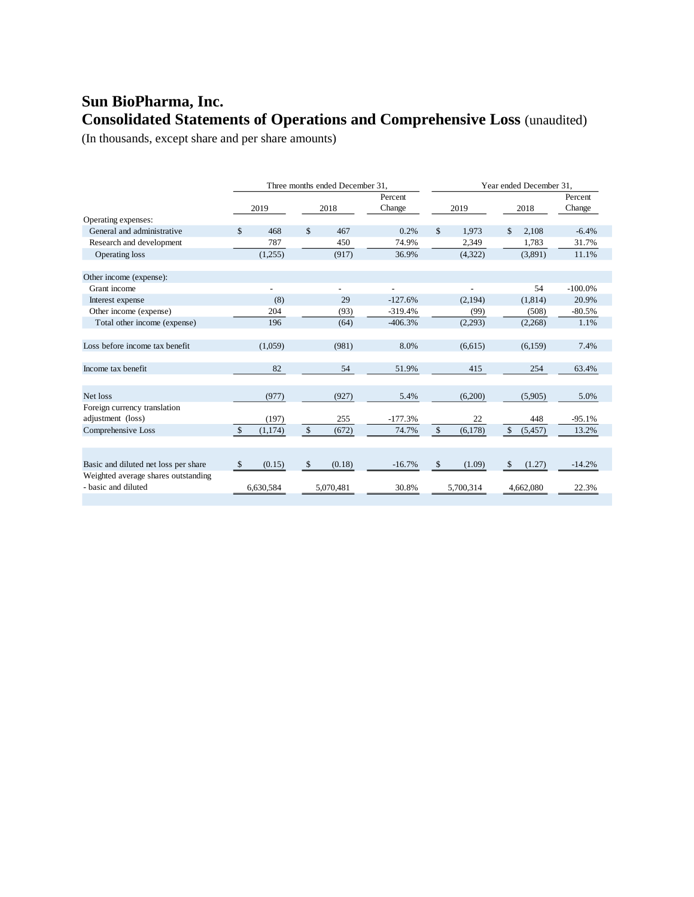# Sun BioPharma, Inc.

## Consolidated Statements of Operations and Comprehensive Loss (unaudited)

(In thousands, except share and per share amounts)

| | Three months ended December 31, | | | Year ended December 31, | | |
|---|---|---|---|---|---|---|
| | 2019 | 2018 | Percent Change | 2019 | 2018 | Percent Change |
| Operating expenses: | | | | | | |
| General and administrative | $ 468 | $ 467 | 0.2% | $ 1,973 | $ 2,108 | -6.4% |
| Research and development | 787 | 450 | 74.9% | 2,349 | 1,783 | 31.7% |
| Operating loss | (1,255) | (917) | 36.9% | (4,322) | (3,891) | 11.1% |
| | | | | | | |
| Other income (expense): | | | | | | |
| Grant income | - | - | - | - | 54 | -100.0% |
| Interest expense | (8) | 29 | -127.6% | (2,194) | (1,814) | 20.9% |
| Other income (expense) | 204 | (93) | -319.4% | (99) | (508) | -80.5% |
| Total other income (expense) | 196 | (64) | -406.3% | (2,293) | (2,268) | 1.1% |
| | | | | | | |
| Loss before income tax benefit | (1,059) | (981) | 8.0% | (6,615) | (6,159) | 7.4% |
| | | | | | | |
| Income tax benefit | 82 | 54 | 51.9% | 415 | 254 | 63.4% |
| | | | | | | |
| Net loss | (977) | (927) | 5.4% | (6,200) | (5,905) | 5.0% |
| Foreign currency translation adjustment (loss) | (197) | 255 | -177.3% | 22 | 448 | -95.1% |
| Comprehensive Loss | $ (1,174) | $ (672) | 74.7% | $ (6,178) | $ (5,457) | 13.2% |
| | | | | | | |
| Basic and diluted net loss per share | $ (0.15) | $ (0.18) | -16.7% | $ (1.09) | $ (1.27) | -14.2% |
| Weighted average shares outstanding - basic and diluted | 6,630,584 | 5,070,481 | 30.8% | 5,700,314 | 4,662,080 | 22.3% |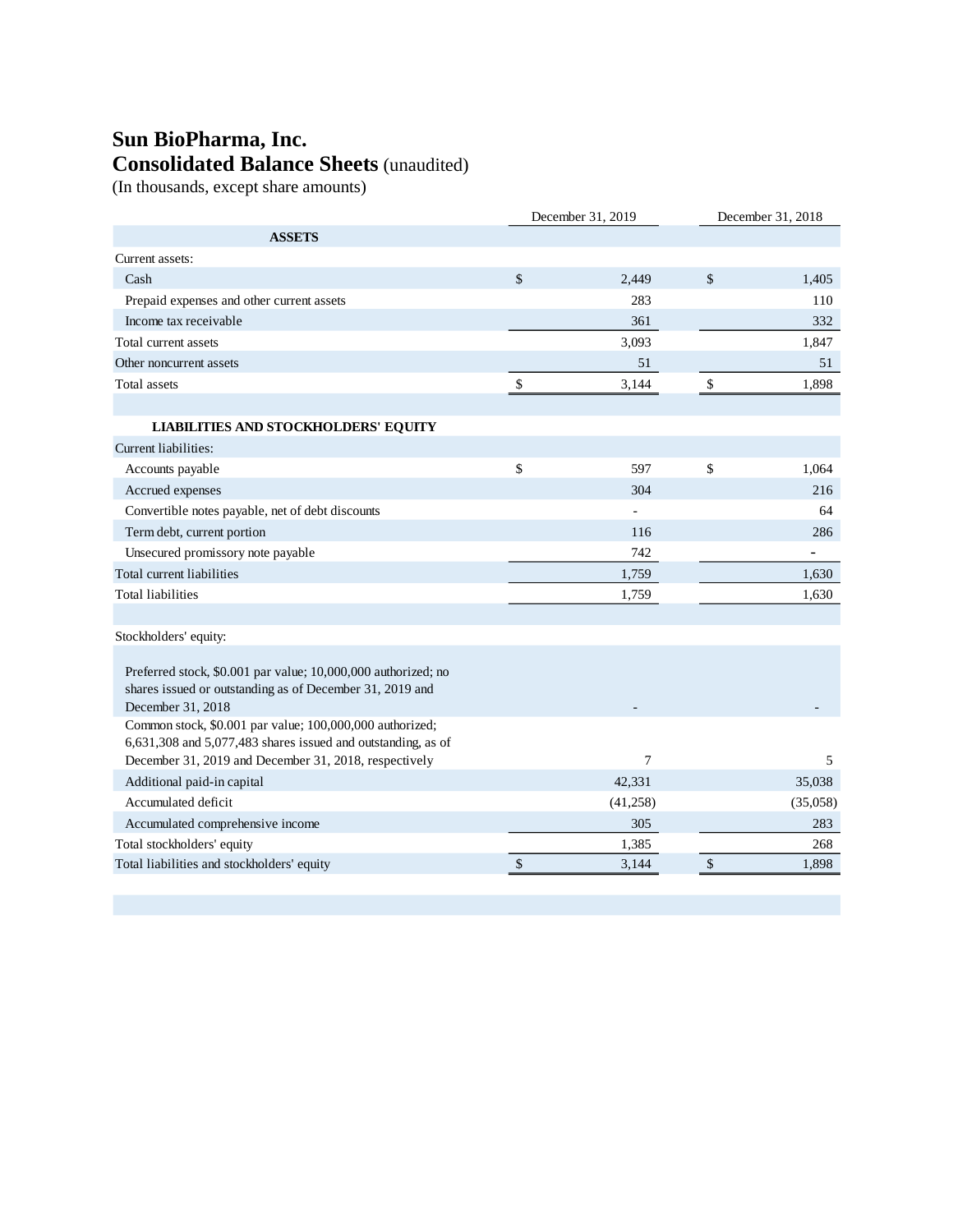# Sun BioPharma, Inc.

## Consolidated Balance Sheets (unaudited)

(In thousands, except share amounts)

| | December 31, 2019 | December 31, 2018 |
|---|---|---|
| **ASSETS** | | |
| Current assets: | | |
| Cash | $ 2,449 | $ 1,405 |
| Prepaid expenses and other current assets | 283 | 110 |
| Income tax receivable | 361 | 332 |
| Total current assets | 3,093 | 1,847 |
| Other noncurrent assets | 51 | 51 |
| Total assets | $ 3,144 | $ 1,898 |
| | | |
| **LIABILITIES AND STOCKHOLDERS' EQUITY** | | |
| Current liabilities: | | |
| Accounts payable | $ 597 | $ 1,064 |
| Accrued expenses | 304 | 216 |
| Convertible notes payable, net of debt discounts | - | 64 |
| Term debt, current portion | 116 | 286 |
| Unsecured promissory note payable | 742 | - |
| Total current liabilities | 1,759 | 1,630 |
| Total liabilities | 1,759 | 1,630 |
| | | |
| Stockholders' equity: | | |
| Preferred stock, $0.001 par value; 10,000,000 authorized; no shares issued or outstanding as of December 31, 2019 and December 31, 2018 | - | - |
| Common stock, $0.001 par value; 100,000,000 authorized; 6,631,308 and 5,077,483 shares issued and outstanding, as of December 31, 2019 and December 31, 2018, respectively | 7 | 5 |
| Additional paid-in capital | 42,331 | 35,038 |
| Accumulated deficit | (41,258) | (35,058) |
| Accumulated comprehensive income | 305 | 283 |
| Total stockholders' equity | 1,385 | 268 |
| Total liabilities and stockholders' equity | $ 3,144 | $ 1,898 |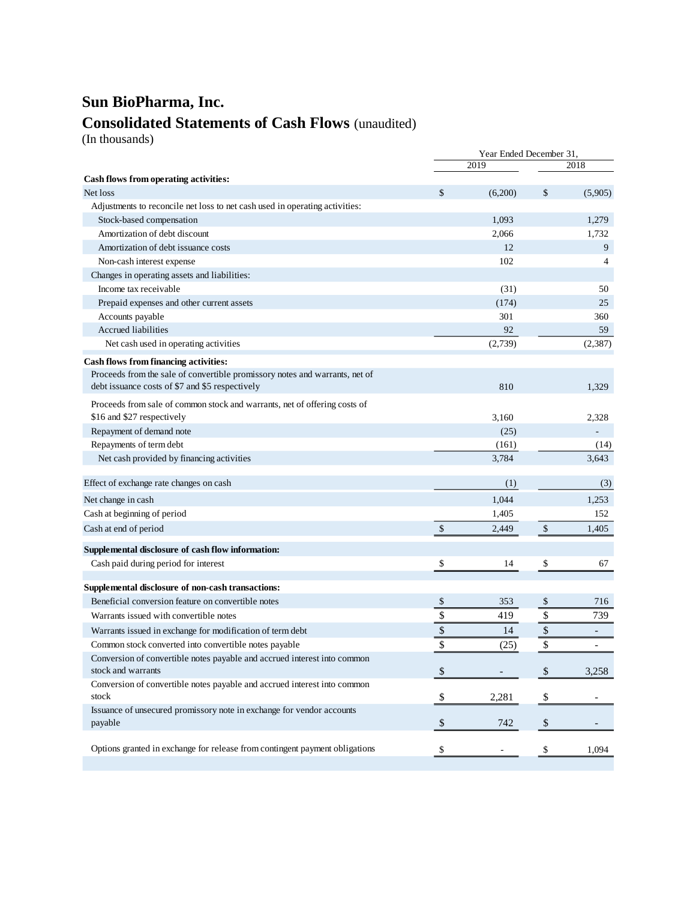# Sun BioPharma, Inc.

## Consolidated Statements of Cash Flows (unaudited)

(In thousands)

| | Year Ended December 31, 2019 | 2018 |
|---|---|---|
| **Cash flows from operating activities:** | | |
| Net loss | $ (6,200) | $ (5,905) |
| Adjustments to reconcile net loss to net cash used in operating activities: | | |
| Stock-based compensation | 1,093 | 1,279 |
| Amortization of debt discount | 2,066 | 1,732 |
| Amortization of debt issuance costs | 12 | 9 |
| Non-cash interest expense | 102 | 4 |
| Changes in operating assets and liabilities: | | |
| Income tax receivable | (31) | 50 |
| Prepaid expenses and other current assets | (174) | 25 |
| Accounts payable | 301 | 360 |
| Accrued liabilities | 92 | 59 |
| Net cash used in operating activities | (2,739) | (2,387) |
| **Cash flows from financing activities:** | | |
| Proceeds from the sale of convertible promissory notes and warrants, net of debt issuance costs of $7 and $5 respectively | 810 | 1,329 |
| Proceeds from sale of common stock and warrants, net of offering costs of $16 and $27 respectively | 3,160 | 2,328 |
| Repayment of demand note | (25) | - |
| Repayments of term debt | (161) | (14) |
| Net cash provided by financing activities | 3,784 | 3,643 |
| Effect of exchange rate changes on cash | (1) | (3) |
| Net change in cash | 1,044 | 1,253 |
| Cash at beginning of period | 1,405 | 152 |
| Cash at end of period | $ 2,449 | $ 1,405 |
| **Supplemental disclosure of cash flow information:** | | |
| Cash paid during period for interest | $ 14 | $ 67 |
| **Supplemental disclosure of non-cash transactions:** | | |
| Beneficial conversion feature on convertible notes | $ 353 | $ 716 |
| Warrants issued with convertible notes | $ 419 | $ 739 |
| Warrants issued in exchange for modification of term debt | $ 14 | $ - |
| Common stock converted into convertible notes payable | $ (25) | $ - |
| Conversion of convertible notes payable and accrued interest into common stock and warrants | $ - | $ 3,258 |
| Conversion of convertible notes payable and accrued interest into common stock | $ 2,281 | $ - |
| Issuance of unsecured promissory note in exchange for vendor accounts payable | $ 742 | $ - |
| Options granted in exchange for release from contingent payment obligations | $ - | $ 1,094 |